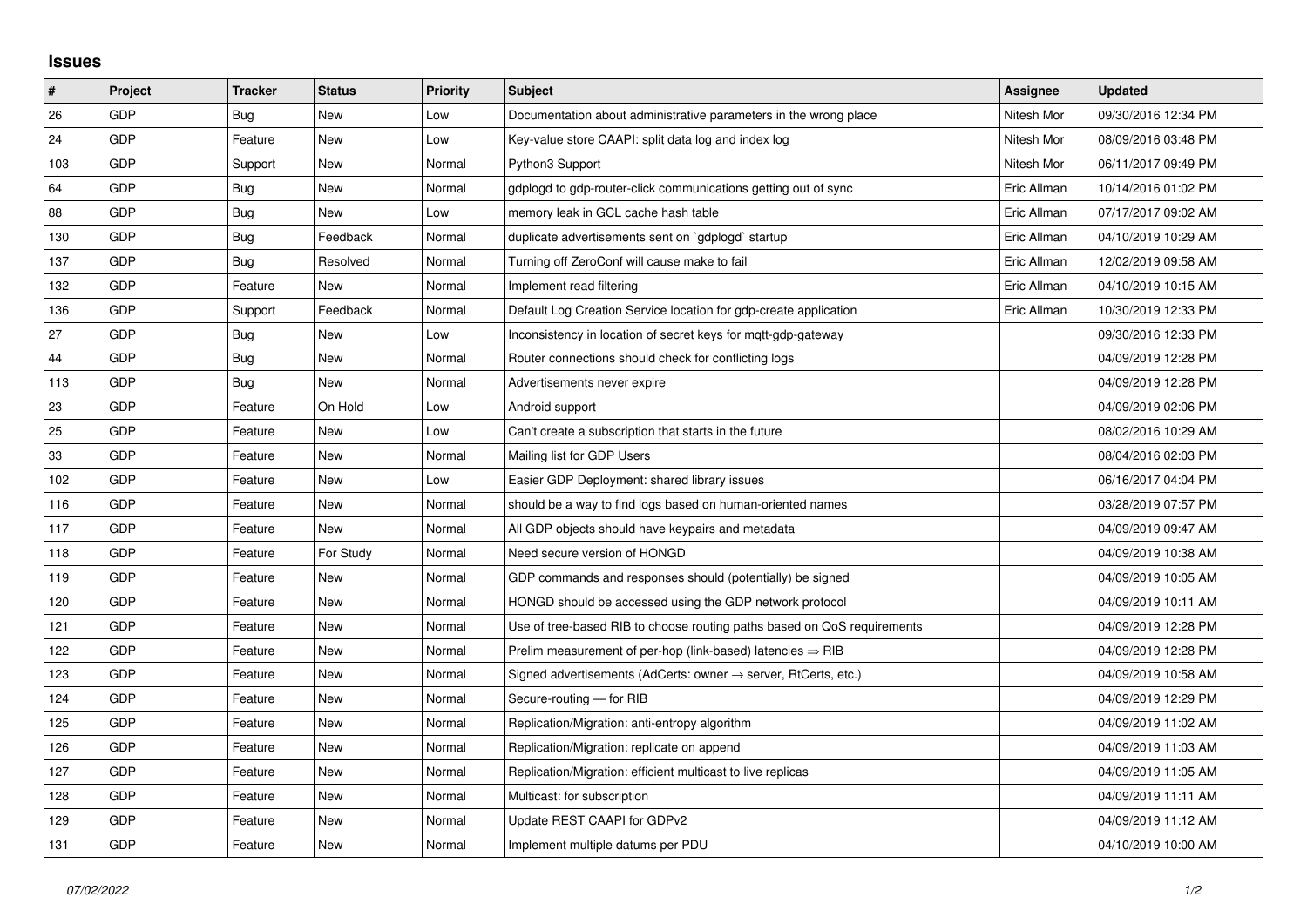## Issues

| # | Project | Tracker | Status | Priority | Subject | Assignee | Updated |
|---|---|---|---|---|---|---|---|
| 26 | GDP | Bug | New | Low | Documentation about administrative parameters in the wrong place | Nitesh Mor | 09/30/2016 12:34 PM |
| 24 | GDP | Feature | New | Low | Key-value store CAAPI: split data log and index log | Nitesh Mor | 08/09/2016 03:48 PM |
| 103 | GDP | Support | New | Normal | Python3 Support | Nitesh Mor | 06/11/2017 09:49 PM |
| 64 | GDP | Bug | New | Normal | gdplogd to gdp-router-click communications getting out of sync | Eric Allman | 10/14/2016 01:02 PM |
| 88 | GDP | Bug | New | Low | memory leak in GCL cache hash table | Eric Allman | 07/17/2017 09:02 AM |
| 130 | GDP | Bug | Feedback | Normal | duplicate advertisements sent on `gdplogd` startup | Eric Allman | 04/10/2019 10:29 AM |
| 137 | GDP | Bug | Resolved | Normal | Turning off ZeroConf will cause make to fail | Eric Allman | 12/02/2019 09:58 AM |
| 132 | GDP | Feature | New | Normal | Implement read filtering | Eric Allman | 04/10/2019 10:15 AM |
| 136 | GDP | Support | Feedback | Normal | Default Log Creation Service location for gdp-create application | Eric Allman | 10/30/2019 12:33 PM |
| 27 | GDP | Bug | New | Low | Inconsistency in location of secret keys for mqtt-gdp-gateway | | 09/30/2016 12:33 PM |
| 44 | GDP | Bug | New | Normal | Router connections should check for conflicting logs | | 04/09/2019 12:28 PM |
| 113 | GDP | Bug | New | Normal | Advertisements never expire | | 04/09/2019 12:28 PM |
| 23 | GDP | Feature | On Hold | Low | Android support | | 04/09/2019 02:06 PM |
| 25 | GDP | Feature | New | Low | Can't create a subscription that starts in the future | | 08/02/2016 10:29 AM |
| 33 | GDP | Feature | New | Normal | Mailing list for GDP Users | | 08/04/2016 02:03 PM |
| 102 | GDP | Feature | New | Low | Easier GDP Deployment: shared library issues | | 06/16/2017 04:04 PM |
| 116 | GDP | Feature | New | Normal | should be a way to find logs based on human-oriented names | | 03/28/2019 07:57 PM |
| 117 | GDP | Feature | New | Normal | All GDP objects should have keypairs and metadata | | 04/09/2019 09:47 AM |
| 118 | GDP | Feature | For Study | Normal | Need secure version of HONGD | | 04/09/2019 10:38 AM |
| 119 | GDP | Feature | New | Normal | GDP commands and responses should (potentially) be signed | | 04/09/2019 10:05 AM |
| 120 | GDP | Feature | New | Normal | HONGD should be accessed using the GDP network protocol | | 04/09/2019 10:11 AM |
| 121 | GDP | Feature | New | Normal | Use of tree-based RIB to choose routing paths based on QoS requirements | | 04/09/2019 12:28 PM |
| 122 | GDP | Feature | New | Normal | Prelim measurement of per-hop (link-based) latencies ⇒ RIB | | 04/09/2019 12:28 PM |
| 123 | GDP | Feature | New | Normal | Signed advertisements (AdCerts: owner → server, RtCerts, etc.) | | 04/09/2019 10:58 AM |
| 124 | GDP | Feature | New | Normal | Secure-routing — for RIB | | 04/09/2019 12:29 PM |
| 125 | GDP | Feature | New | Normal | Replication/Migration: anti-entropy algorithm | | 04/09/2019 11:02 AM |
| 126 | GDP | Feature | New | Normal | Replication/Migration: replicate on append | | 04/09/2019 11:03 AM |
| 127 | GDP | Feature | New | Normal | Replication/Migration: efficient multicast to live replicas | | 04/09/2019 11:05 AM |
| 128 | GDP | Feature | New | Normal | Multicast: for subscription | | 04/09/2019 11:11 AM |
| 129 | GDP | Feature | New | Normal | Update REST CAAPI for GDPv2 | | 04/09/2019 11:12 AM |
| 131 | GDP | Feature | New | Normal | Implement multiple datums per PDU | | 04/10/2019 10:00 AM |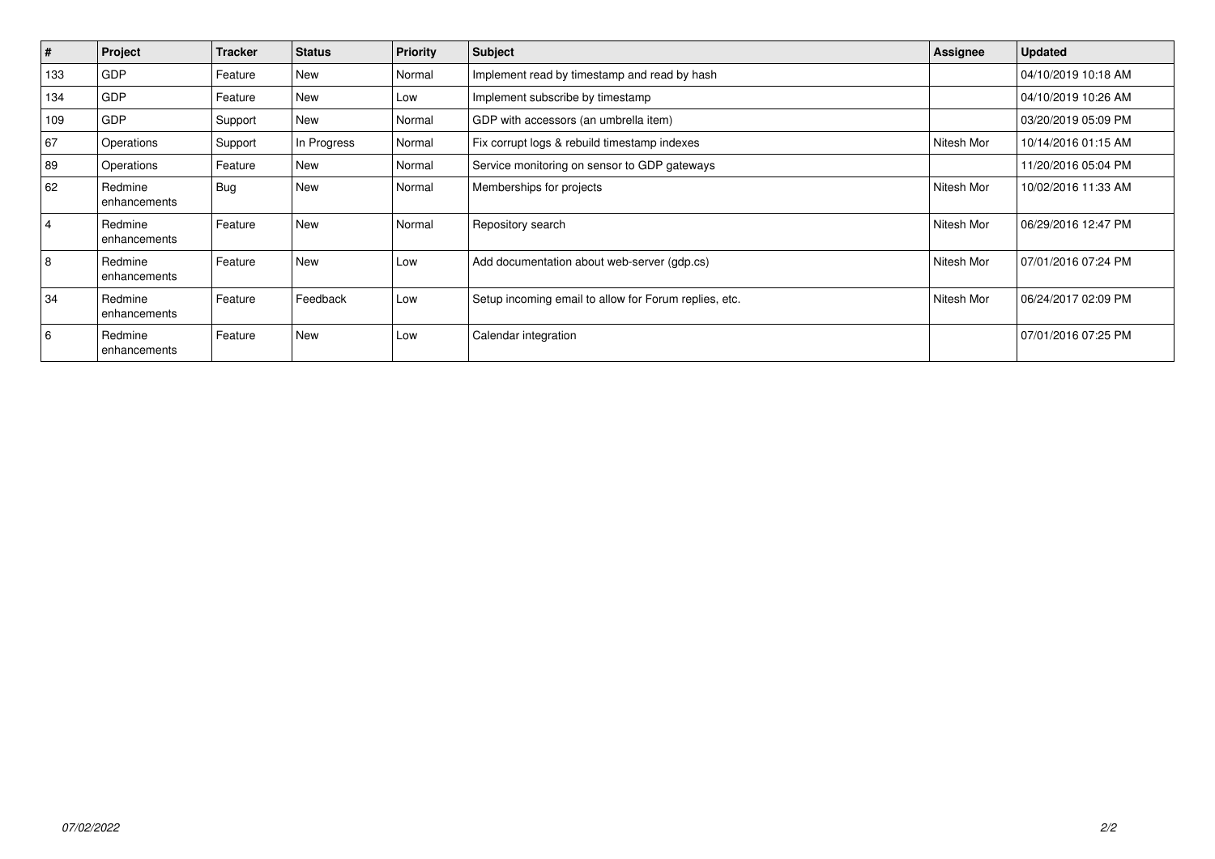| # | Project | Tracker | Status | Priority | Subject | Assignee | Updated |
|---|---|---|---|---|---|---|---|
| 133 | GDP | Feature | New | Normal | Implement read by timestamp and read by hash | | 04/10/2019 10:18 AM |
| 134 | GDP | Feature | New | Low | Implement subscribe by timestamp | | 04/10/2019 10:26 AM |
| 109 | GDP | Support | New | Normal | GDP with accessors (an umbrella item) | | 03/20/2019 05:09 PM |
| 67 | Operations | Support | In Progress | Normal | Fix corrupt logs & rebuild timestamp indexes | Nitesh Mor | 10/14/2016 01:15 AM |
| 89 | Operations | Feature | New | Normal | Service monitoring on sensor to GDP gateways | | 11/20/2016 05:04 PM |
| 62 | Redmine enhancements | Bug | New | Normal | Memberships for projects | Nitesh Mor | 10/02/2016 11:33 AM |
| 4 | Redmine enhancements | Feature | New | Normal | Repository search | Nitesh Mor | 06/29/2016 12:47 PM |
| 8 | Redmine enhancements | Feature | New | Low | Add documentation about web-server (gdp.cs) | Nitesh Mor | 07/01/2016 07:24 PM |
| 34 | Redmine enhancements | Feature | Feedback | Low | Setup incoming email to allow for Forum replies, etc. | Nitesh Mor | 06/24/2017 02:09 PM |
| 6 | Redmine enhancements | Feature | New | Low | Calendar integration | | 07/01/2016 07:25 PM |

*07/02/2022*